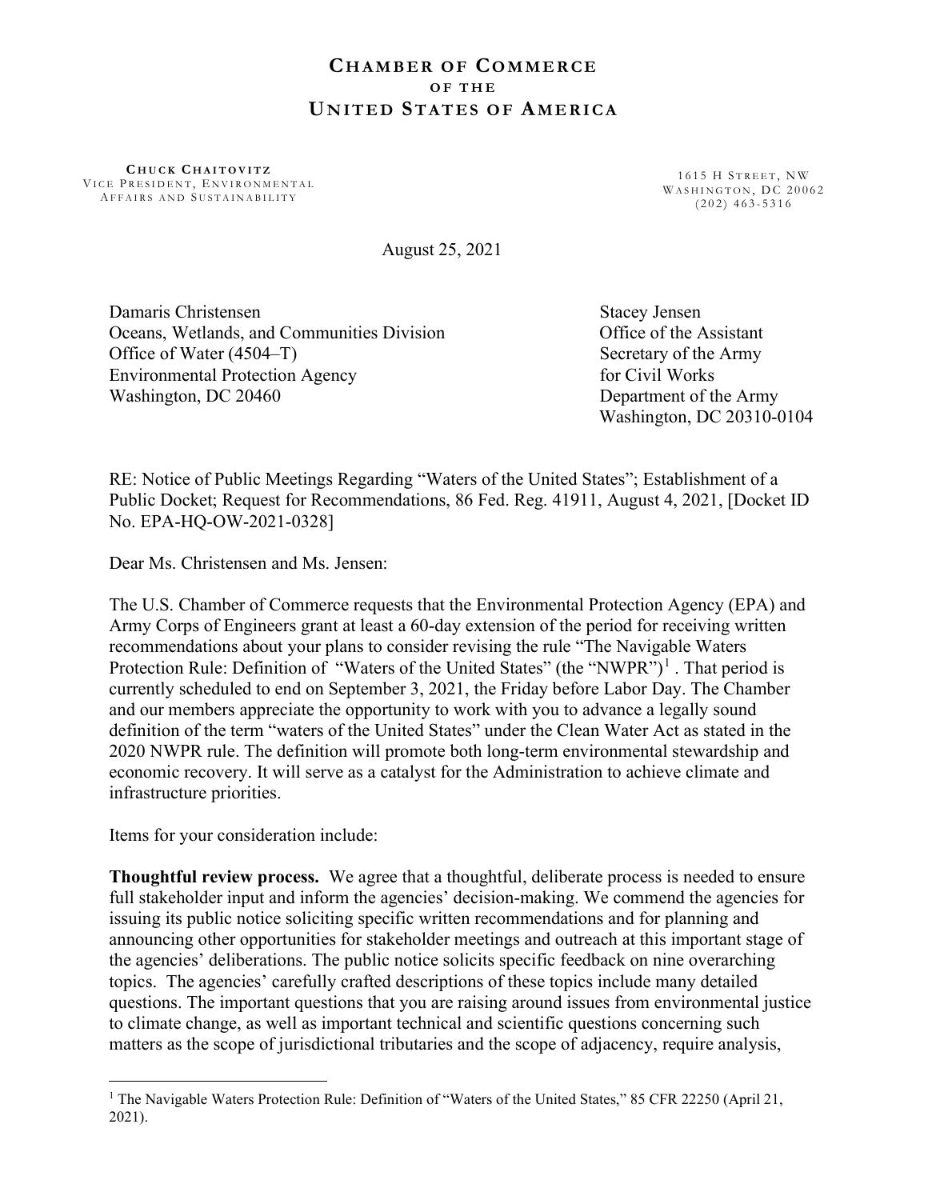# CHAMBER OF COMMERCE
## OF THE
# UNITED STATES OF AMERICA

**CHUCK CHAITOVITZ**
VICE PRESIDENT, ENVIRONMENTAL AFFAIRS AND SUSTAINABILITY

1615 H STREET, NW
WASHINGTON, DC 20062
(202) 463-5316

August 25, 2021

Damaris Christensen
Oceans, Wetlands, and Communities Division
Office of Water (4504–T)
Environmental Protection Agency
Washington, DC 20460

Stacey Jensen
Office of the Assistant Secretary of the Army for Civil Works
Department of the Army
Washington, DC 20310-0104

RE: Notice of Public Meetings Regarding "Waters of the United States"; Establishment of a Public Docket; Request for Recommendations, 86 Fed. Reg. 41911, August 4, 2021, [Docket ID No. EPA-HQ-OW-2021-0328]

Dear Ms. Christensen and Ms. Jensen:

The U.S. Chamber of Commerce requests that the Environmental Protection Agency (EPA) and Army Corps of Engineers grant at least a 60-day extension of the period for receiving written recommendations about your plans to consider revising the rule "The Navigable Waters Protection Rule: Definition of "Waters of the United States" (the "NWPR")[1] . That period is currently scheduled to end on September 3, 2021, the Friday before Labor Day. The Chamber and our members appreciate the opportunity to work with you to advance a legally sound definition of the term "waters of the United States" under the Clean Water Act as stated in the 2020 NWPR rule. The definition will promote both long-term environmental stewardship and economic recovery. It will serve as a catalyst for the Administration to achieve climate and infrastructure priorities.

Items for your consideration include:

**Thoughtful review process.** We agree that a thoughtful, deliberate process is needed to ensure full stakeholder input and inform the agencies' decision-making. We commend the agencies for issuing its public notice soliciting specific written recommendations and for planning and announcing other opportunities for stakeholder meetings and outreach at this important stage of the agencies' deliberations. The public notice solicits specific feedback on nine overarching topics. The agencies' carefully crafted descriptions of these topics include many detailed questions. The important questions that you are raising around issues from environmental justice to climate change, as well as important technical and scientific questions concerning such matters as the scope of jurisdictional tributaries and the scope of adjacency, require analysis,

[1] The Navigable Waters Protection Rule: Definition of "Waters of the United States," 85 CFR 22250 (April 21, 2021).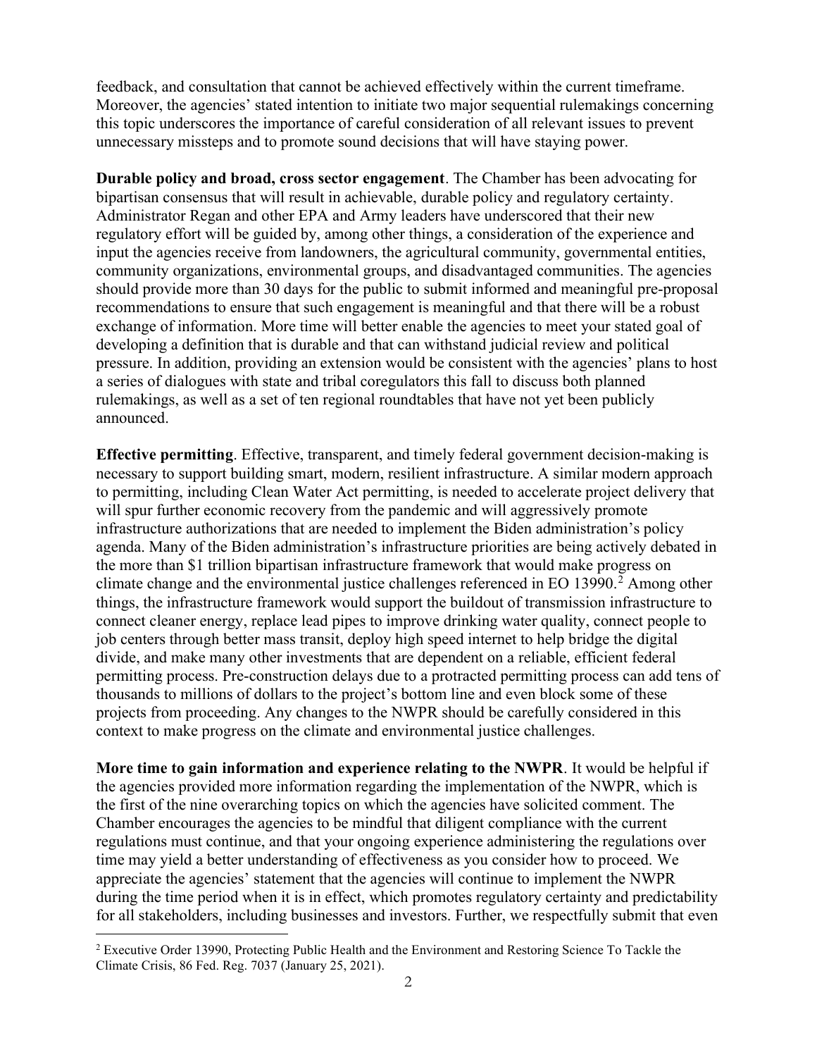feedback, and consultation that cannot be achieved effectively within the current timeframe. Moreover, the agencies' stated intention to initiate two major sequential rulemakings concerning this topic underscores the importance of careful consideration of all relevant issues to prevent unnecessary missteps and to promote sound decisions that will have staying power.

**Durable policy and broad, cross sector engagement**. The Chamber has been advocating for bipartisan consensus that will result in achievable, durable policy and regulatory certainty. Administrator Regan and other EPA and Army leaders have underscored that their new regulatory effort will be guided by, among other things, a consideration of the experience and input the agencies receive from landowners, the agricultural community, governmental entities, community organizations, environmental groups, and disadvantaged communities. The agencies should provide more than 30 days for the public to submit informed and meaningful pre-proposal recommendations to ensure that such engagement is meaningful and that there will be a robust exchange of information. More time will better enable the agencies to meet your stated goal of developing a definition that is durable and that can withstand judicial review and political pressure. In addition, providing an extension would be consistent with the agencies' plans to host a series of dialogues with state and tribal coregulators this fall to discuss both planned rulemakings, as well as a set of ten regional roundtables that have not yet been publicly announced.

**Effective permitting**. Effective, transparent, and timely federal government decision-making is necessary to support building smart, modern, resilient infrastructure. A similar modern approach to permitting, including Clean Water Act permitting, is needed to accelerate project delivery that will spur further economic recovery from the pandemic and will aggressively promote infrastructure authorizations that are needed to implement the Biden administration's policy agenda. Many of the Biden administration's infrastructure priorities are being actively debated in the more than $1 trillion bipartisan infrastructure framework that would make progress on climate change and the environmental justice challenges referenced in EO 13990.[2] Among other things, the infrastructure framework would support the buildout of transmission infrastructure to connect cleaner energy, replace lead pipes to improve drinking water quality, connect people to job centers through better mass transit, deploy high speed internet to help bridge the digital divide, and make many other investments that are dependent on a reliable, efficient federal permitting process. Pre-construction delays due to a protracted permitting process can add tens of thousands to millions of dollars to the project's bottom line and even block some of these projects from proceeding. Any changes to the NWPR should be carefully considered in this context to make progress on the climate and environmental justice challenges.

**More time to gain information and experience relating to the NWPR**. It would be helpful if the agencies provided more information regarding the implementation of the NWPR, which is the first of the nine overarching topics on which the agencies have solicited comment. The Chamber encourages the agencies to be mindful that diligent compliance with the current regulations must continue, and that your ongoing experience administering the regulations over time may yield a better understanding of effectiveness as you consider how to proceed. We appreciate the agencies' statement that the agencies will continue to implement the NWPR during the time period when it is in effect, which promotes regulatory certainty and predictability for all stakeholders, including businesses and investors. Further, we respectfully submit that even

[2] Executive Order 13990, Protecting Public Health and the Environment and Restoring Science To Tackle the Climate Crisis, 86 Fed. Reg. 7037 (January 25, 2021).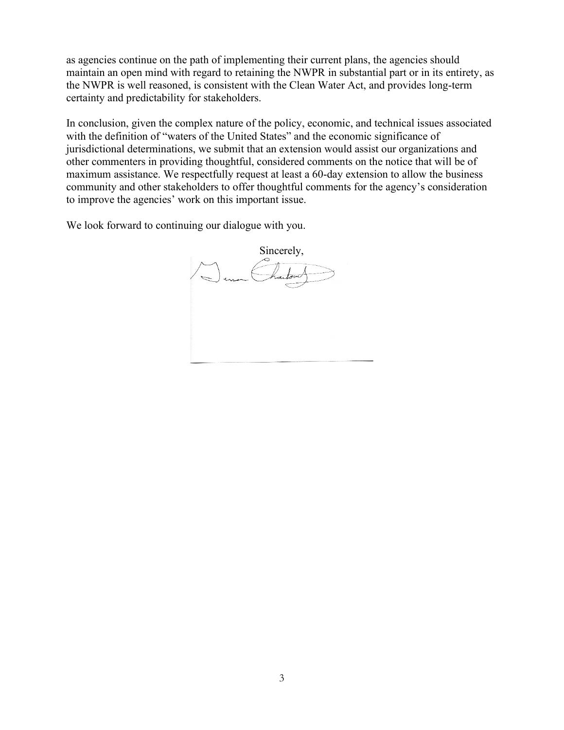as agencies continue on the path of implementing their current plans, the agencies should maintain an open mind with regard to retaining the NWPR in substantial part or in its entirety, as the NWPR is well reasoned, is consistent with the Clean Water Act, and provides long-term certainty and predictability for stakeholders.

In conclusion, given the complex nature of the policy, economic, and technical issues associated with the definition of "waters of the United States" and the economic significance of jurisdictional determinations, we submit that an extension would assist our organizations and other commenters in providing thoughtful, considered comments on the notice that will be of maximum assistance. We respectfully request at least a 60-day extension to allow the business community and other stakeholders to offer thoughtful comments for the agency's consideration to improve the agencies' work on this important issue.

We look forward to continuing our dialogue with you.

Sincerely,